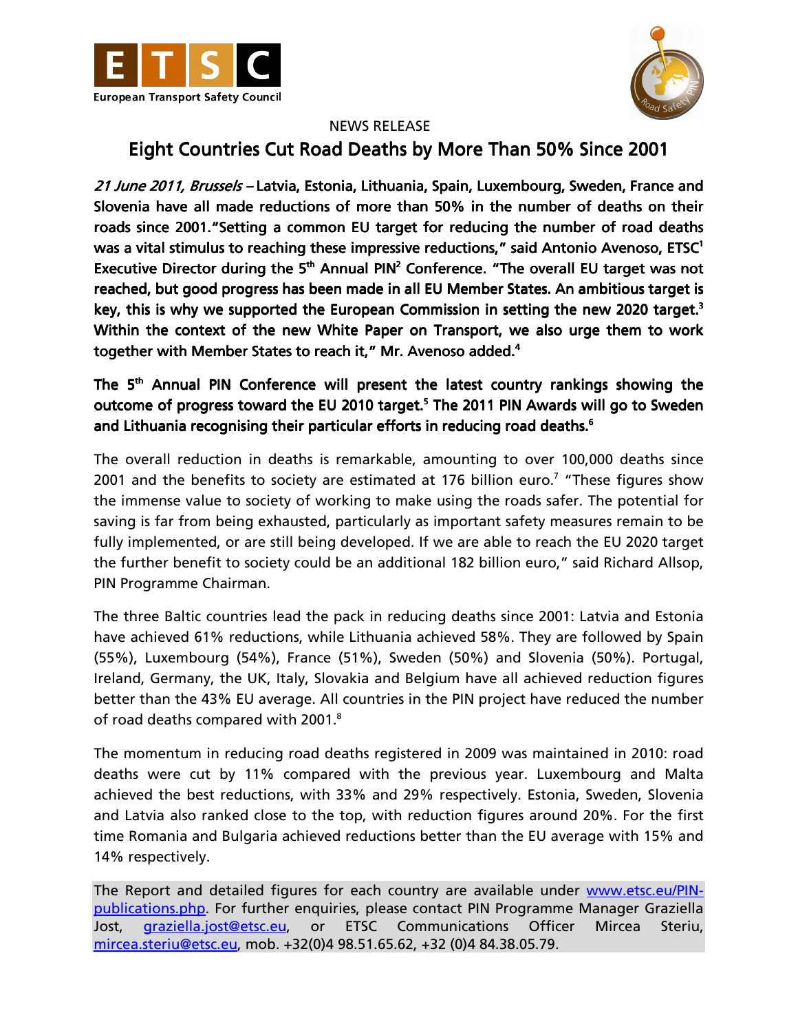NEWS RELEASE

# Eight Countries Cut Road Deaths by More Than 50% Since 2001

***21 June 2011, Brussels* – Latvia, Estonia, Lithuania, Spain, Luxembourg, Sweden, France and Slovenia have all made reductions of more than 50% in the number of deaths on their roads since 2001. "Setting a common EU target for reducing the number of road deaths was a vital stimulus to reaching these impressive reductions," said Antonio Avenoso, ETSC[1] Executive Director during the 5th Annual PIN[2] Conference. "The overall EU target was not reached, but good progress has been made in all EU Member States. An ambitious target is key, this is why we supported the European Commission in setting the new 2020 target.[3] Within the context of the new White Paper on Transport, we also urge them to work together with Member States to reach it," Mr. Avenoso added.[4]**

**The 5th Annual PIN Conference will present the latest country rankings showing the outcome of progress toward the EU 2010 target.[5] The 2011 PIN Awards will go to Sweden and Lithuania recognising their particular efforts in reducing road deaths.[6]**

The overall reduction in deaths is remarkable, amounting to over 100,000 deaths since 2001 and the benefits to society are estimated at 176 billion euro.[7] "These figures show the immense value to society of working to make using the roads safer. The potential for saving is far from being exhausted, particularly as important safety measures remain to be fully implemented, or are still being developed. If we are able to reach the EU 2020 target the further benefit to society could be an additional 182 billion euro," said Richard Allsop, PIN Programme Chairman.

The three Baltic countries lead the pack in reducing deaths since 2001: Latvia and Estonia have achieved 61% reductions, while Lithuania achieved 58%. They are followed by Spain (55%), Luxembourg (54%), France (51%), Sweden (50%) and Slovenia (50%). Portugal, Ireland, Germany, the UK, Italy, Slovakia and Belgium have all achieved reduction figures better than the 43% EU average. All countries in the PIN project have reduced the number of road deaths compared with 2001.[8]

The momentum in reducing road deaths registered in 2009 was maintained in 2010: road deaths were cut by 11% compared with the previous year. Luxembourg and Malta achieved the best reductions, with 33% and 29% respectively. Estonia, Sweden, Slovenia and Latvia also ranked close to the top, with reduction figures around 20%. For the first time Romania and Bulgaria achieved reductions better than the EU average with 15% and 14% respectively.

The Report and detailed figures for each country are available under [www.etsc.eu/PIN-publications.php](http://www.etsc.eu/PIN-publications.php). For further enquiries, please contact PIN Programme Manager Graziella Jost, [graziella.jost@etsc.eu](mailto:graziella.jost@etsc.eu), or ETSC Communications Officer Mircea Steriu, [mircea.steriu@etsc.eu](mailto:mircea.steriu@etsc.eu), mob. +32(0)4 98.51.65.62, +32 (0)4 84.38.05.79.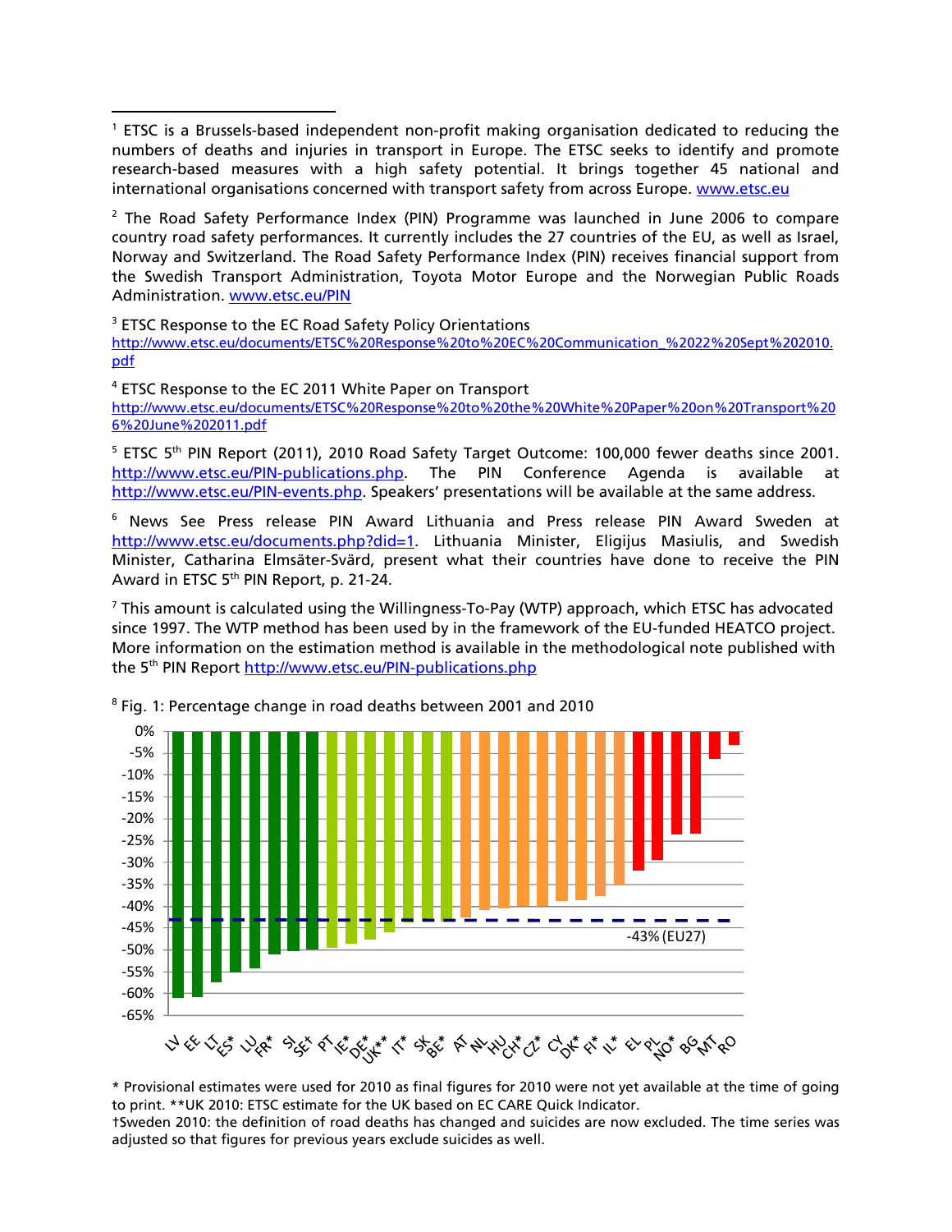[1] ETSC is a Brussels-based independent non-profit making organisation dedicated to reducing the numbers of deaths and injuries in transport in Europe. The ETSC seeks to identify and promote research-based measures with a high safety potential. It brings together 45 national and international organisations concerned with transport safety from across Europe. www.etsc.eu

[2] The Road Safety Performance Index (PIN) Programme was launched in June 2006 to compare country road safety performances. It currently includes the 27 countries of the EU, as well as Israel, Norway and Switzerland. The Road Safety Performance Index (PIN) receives financial support from the Swedish Transport Administration, Toyota Motor Europe and the Norwegian Public Roads Administration. www.etsc.eu/PIN

[3] ETSC Response to the EC Road Safety Policy Orientations
http://www.etsc.eu/documents/ETSC%20Response%20to%20EC%20Communication_%2022%20Sept%202010.pdf

[4] ETSC Response to the EC 2011 White Paper on Transport
http://www.etsc.eu/documents/ETSC%20Response%20to%20the%20White%20Paper%20on%20Transport%206%20June%202011.pdf

[5] ETSC 5th PIN Report (2011), 2010 Road Safety Target Outcome: 100,000 fewer deaths since 2001. http://www.etsc.eu/PIN-publications.php. The PIN Conference Agenda is available at http://www.etsc.eu/PIN-events.php. Speakers' presentations will be available at the same address.

[6] News See Press release PIN Award Lithuania and Press release PIN Award Sweden at http://www.etsc.eu/documents.php?did=1. Lithuania Minister, Eligijus Masiulis, and Swedish Minister, Catharina Elmsäter-Svärd, present what their countries have done to receive the PIN Award in ETSC 5th PIN Report, p. 21-24.

[7] This amount is calculated using the Willingness-To-Pay (WTP) approach, which ETSC has advocated since 1997. The WTP method has been used by in the framework of the EU-funded HEATCO project. More information on the estimation method is available in the methodological note published with the 5th PIN Report http://www.etsc.eu/PIN-publications.php

[8] Fig. 1: Percentage change in road deaths between 2001 and 2010

0%
-5%
-10%
-15%
-20%
-25%
-30%
-35%
-40%
-45%
-50%
-55%
-60%
-65%

-43% (EU27)

LV EE LT ES* LU FR* SI SE† PT IE* DE* UK** IT* SK BE* AT NL HU CH* CZ* CY DK* FI* IL* EL PL NO* BG MT RO

\* Provisional estimates were used for 2010 as final figures for 2010 were not yet available at the time of going to print. **UK 2010: ETSC estimate for the UK based on EC CARE Quick Indicator.
†Sweden 2010: the definition of road deaths has changed and suicides are now excluded. The time series was adjusted so that figures for previous years exclude suicides as well.